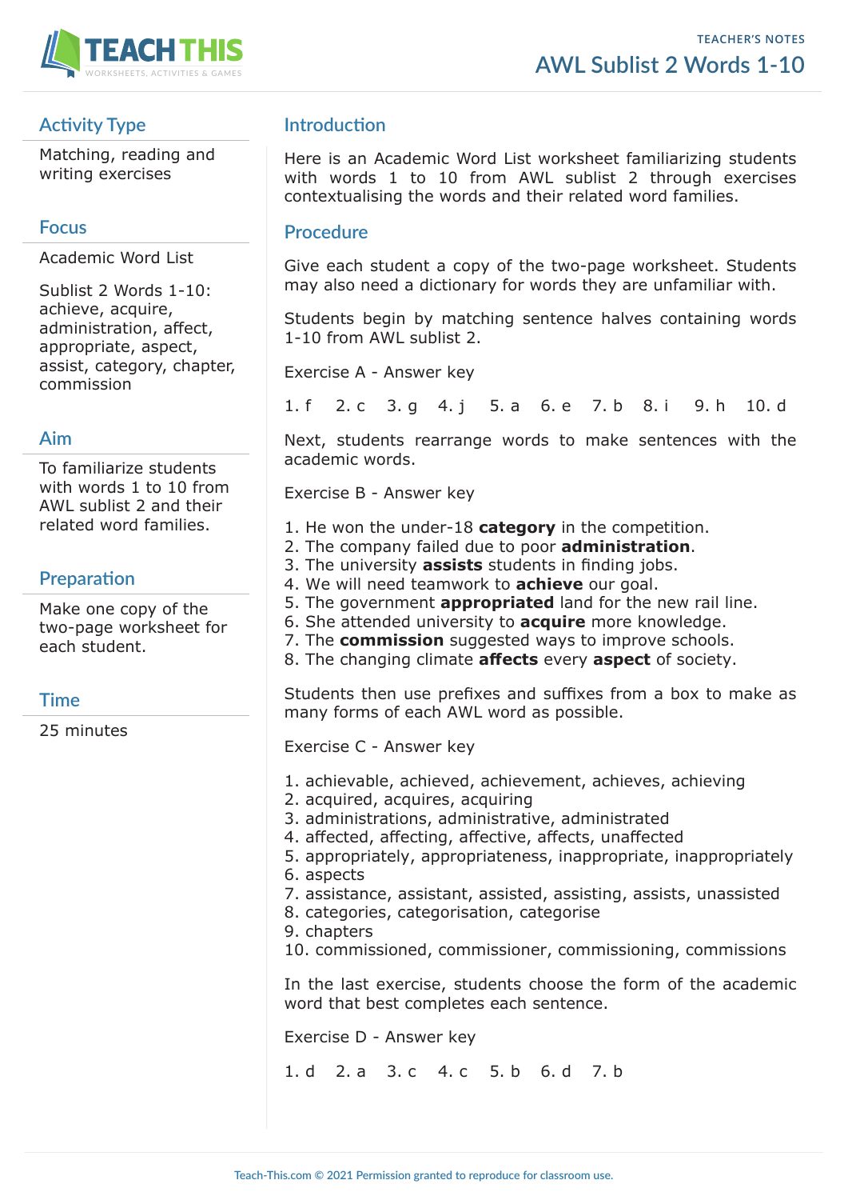TEACHER'S NOTES

# AWL Sublist 2 Words 1-10

## Activity Type

Matching, reading and writing exercises

## Focus

Academic Word List

Sublist 2 Words 1-10: achieve, acquire, administration, affect, appropriate, aspect, assist, category, chapter, commission

## Aim

To familiarize students with words 1 to 10 from AWL sublist 2 and their related word families.

## Preparation

Make one copy of the two-page worksheet for each student.

## Time

25 minutes

## Introduction

Here is an Academic Word List worksheet familiarizing students with words 1 to 10 from AWL sublist 2 through exercises contextualising the words and their related word families.

## Procedure

Give each student a copy of the two-page worksheet. Students may also need a dictionary for words they are unfamiliar with.

Students begin by matching sentence halves containing words 1-10 from AWL sublist 2.

Exercise A - Answer key

1. f  2. c  3. g  4. j  5. a  6. e  7. b  8. i  9. h  10. d

Next, students rearrange words to make sentences with the academic words.

Exercise B - Answer key

1. He won the under-18 **category** in the competition.
2. The company failed due to poor **administration**.
3. The university **assists** students in finding jobs.
4. We will need teamwork to **achieve** our goal.
5. The government **appropriated** land for the new rail line.
6. She attended university to **acquire** more knowledge.
7. The **commission** suggested ways to improve schools.
8. The changing climate **affects** every **aspect** of society.

Students then use prefixes and suffixes from a box to make as many forms of each AWL word as possible.

Exercise C - Answer key

1. achievable, achieved, achievement, achieves, achieving
2. acquired, acquires, acquiring
3. administrations, administrative, administrated
4. affected, affecting, affective, affects, unaffected
5. appropriately, appropriateness, inappropriate, inappropriately
6. aspects
7. assistance, assistant, assisted, assisting, assists, unassisted
8. categories, categorisation, categorise
9. chapters
10. commissioned, commissioner, commissioning, commissions

In the last exercise, students choose the form of the academic word that best completes each sentence.

Exercise D - Answer key

1. d  2. a  3. c  4. c  5. b  6. d  7. b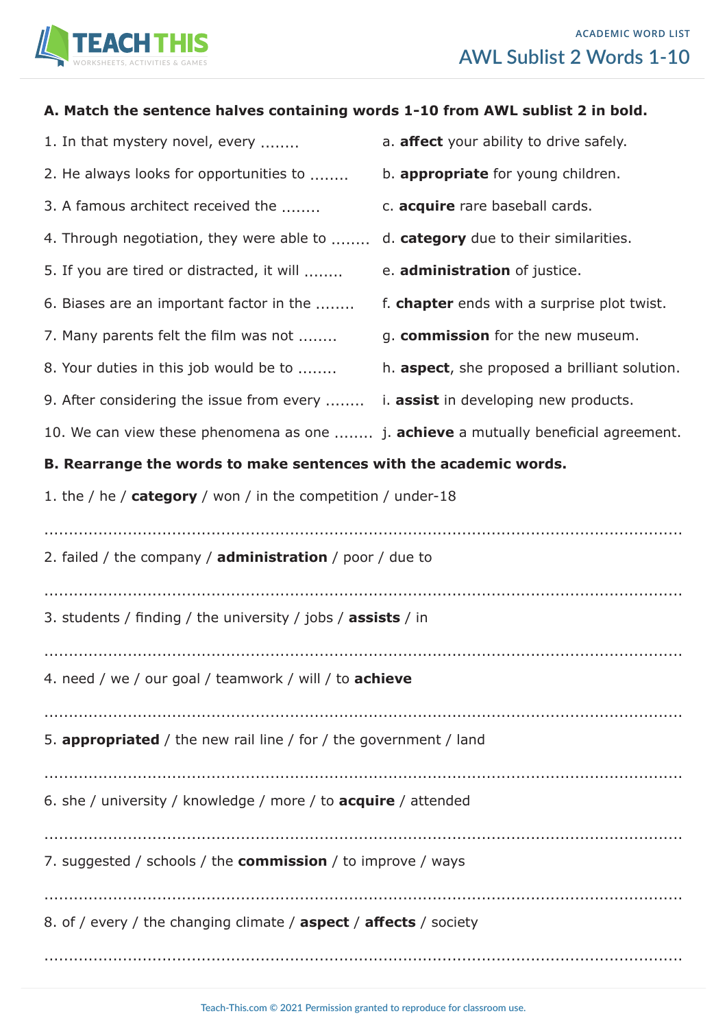# AWL Sublist 2 Words 1-10

ACADEMIC WORD LIST

**A. Match the sentence halves containing words 1-10 from AWL sublist 2 in bold.**

1. In that mystery novel, every ........
2. He always looks for opportunities to ........
3. A famous architect received the ........
4. Through negotiation, they were able to ........
5. If you are tired or distracted, it will ........
6. Biases are an important factor in the ........
7. Many parents felt the film was not ........
8. Your duties in this job would be to ........
9. After considering the issue from every ........
10. We can view these phenomena as one ........

a. **affect** your ability to drive safely.
b. **appropriate** for young children.
c. **acquire** rare baseball cards.
d. **category** due to their similarities.
e. **administration** of justice.
f. **chapter** ends with a surprise plot twist.
g. **commission** for the new museum.
h. **aspect**, she proposed a brilliant solution.
i. **assist** in developing new products.
j. **achieve** a mutually beneficial agreement.

**B. Rearrange the words to make sentences with the academic words.**

1. the / he / **category** / won / in the competition / under-18

........................................................................................................................

2. failed / the company / **administration** / poor / due to

........................................................................................................................

3. students / finding / the university / jobs / **assists** / in

........................................................................................................................

4. need / we / our goal / teamwork / will / to **achieve**

........................................................................................................................

5. **appropriated** / the new rail line / for / the government / land

........................................................................................................................

6. she / university / knowledge / more / to **acquire** / attended

........................................................................................................................

7. suggested / schools / the **commission** / to improve / ways

........................................................................................................................

8. of / every / the changing climate / **aspect** / **affects** / society

........................................................................................................................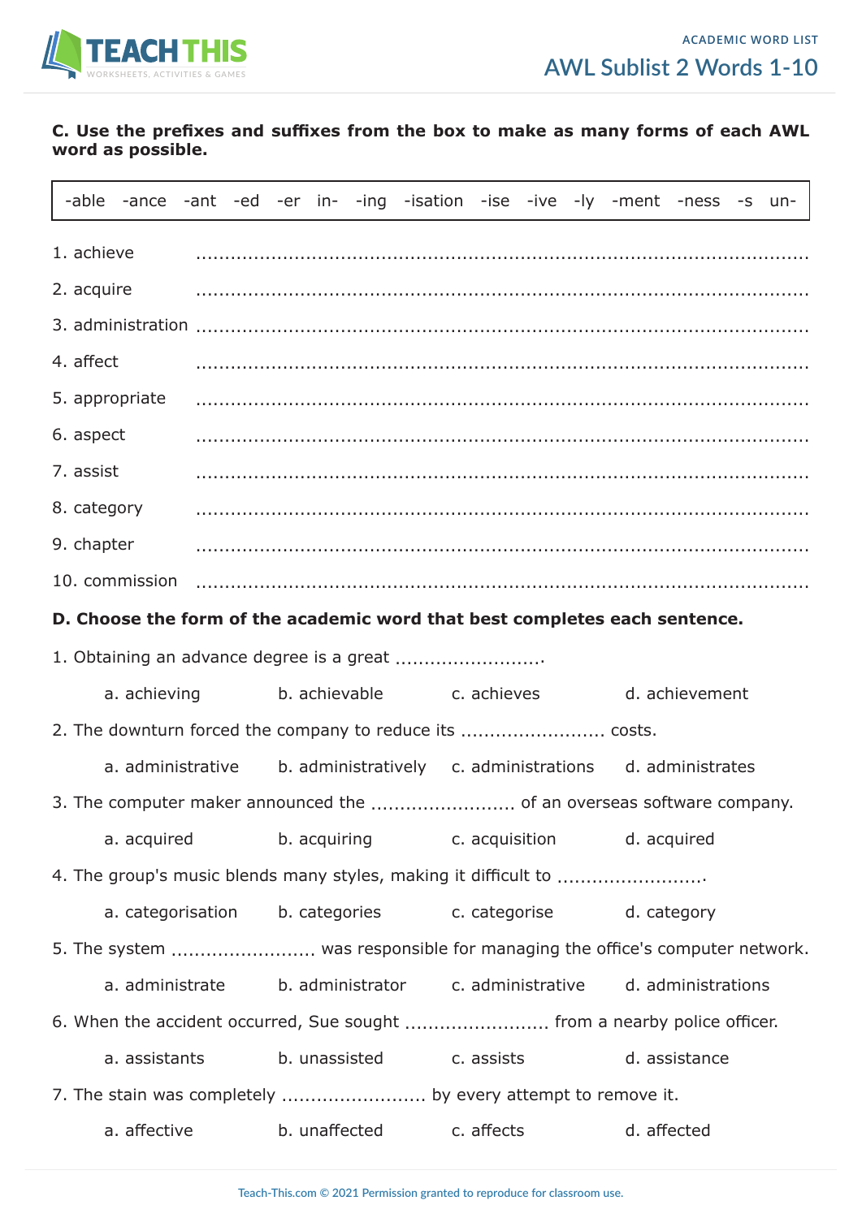**C. Use the prefixes and suffixes from the box to make as many forms of each AWL word as possible.**

| |
|---|
| -able -ance -ant -ed -er in- -ing -isation -ise -ive -ly -ment -ness -s un- |

1. achieve ..........................................................................................................
2. acquire ..........................................................................................................
3. administration ..........................................................................................................
4. affect ..........................................................................................................
5. appropriate ..........................................................................................................
6. aspect ..........................................................................................................
7. assist ..........................................................................................................
8. category ..........................................................................................................
9. chapter ..........................................................................................................
10. commission ..........................................................................................................

**D. Choose the form of the academic word that best completes each sentence.**

1. Obtaining an advance degree is a great .........................

   a. achieving b. achievable c. achieves d. achievement

2. The downturn forced the company to reduce its ......................... costs.

   a. administrative b. administratively c. administrations d. administrates

3. The computer maker announced the ......................... of an overseas software company.

   a. acquired b. acquiring c. acquisition d. acquired

4. The group's music blends many styles, making it difficult to .........................

   a. categorisation b. categories c. categorise d. category

5. The system ......................... was responsible for managing the office's computer network.

   a. administrate b. administrator c. administrative d. administrations

6. When the accident occurred, Sue sought ......................... from a nearby police officer.

   a. assistants b. unassisted c. assists d. assistance

7. The stain was completely ......................... by every attempt to remove it.

   a. affective b. unaffected c. affects d. affected